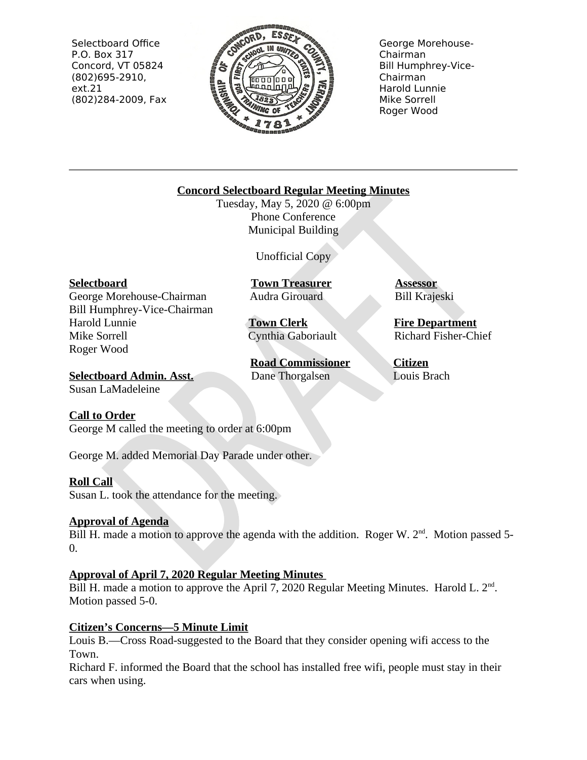Selectbоard Office
P.O. Box 317
Concord, VT 05824
(802)695-2910, ext.21
(802)284-2009, Fax

George Morehouse-Chairman
Bill Humphrey-Vice-Chairman
Harold Lunnie
Mike Sorrell
Roger Wood

**Concord Selectboard Regular Meeting Minutes**

Tuesday, May 5, 2020 @ 6:00pm
Phone Conference
Municipal Building

Unofficial Copy

**Selectboard**
George Morehouse-Chairman
Bill Humphrey-Vice-Chairman
Harold Lunnie
Mike Sorrell
Roger Wood

**Selectboard Admin. Asst.**
Susan LaMadeleine

**Town Treasurer**
Audra Girouard

**Town Clerk**
Cynthia Gaboriault

**Road Commissioner**
Dane Thorgalsen

**Assessor**
Bill Krajeski

**Fire Department**
Richard Fisher-Chief

**Citizen**
Louis Brach

**Call to Order**

George M called the meeting to order at 6:00pm

George M. added Memorial Day Parade under other.

**Roll Call**

Susan L. took the attendance for the meeting.

**Approval of Agenda**

Bill H. made a motion to approve the agenda with the addition. Roger W. 2nd. Motion passed 5-0.

**Approval of April 7, 2020 Regular Meeting Minutes**

Bill H. made a motion to approve the April 7, 2020 Regular Meeting Minutes. Harold L. 2nd. Motion passed 5-0.

**Citizen's Concerns—5 Minute Limit**

Louis B.—Cross Road-suggested to the Board that they consider opening wifi access to the Town.

Richard F. informed the Board that the school has installed free wifi, people must stay in their cars when using.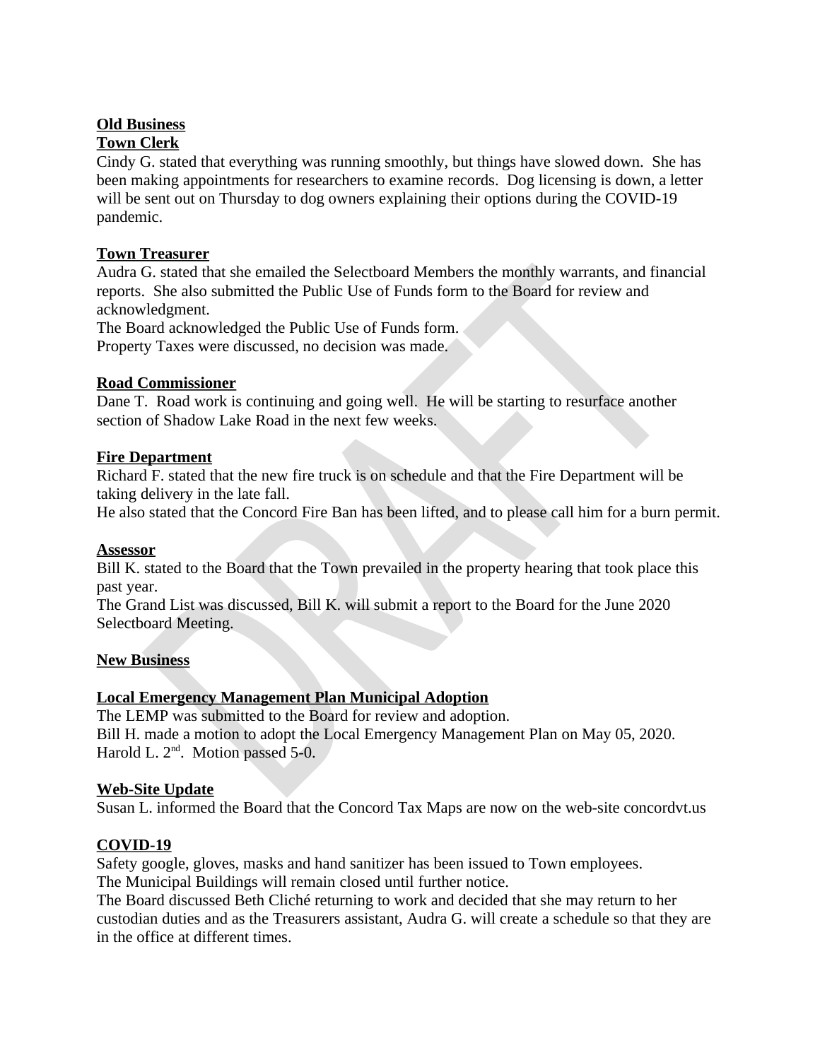**Old Business**

**Town Clerk**

Cindy G. stated that everything was running smoothly, but things have slowed down. She has been making appointments for researchers to examine records. Dog licensing is down, a letter will be sent out on Thursday to dog owners explaining their options during the COVID-19 pandemic.

**Town Treasurer**

Audra G. stated that she emailed the Selectboard Members the monthly warrants, and financial reports. She also submitted the Public Use of Funds form to the Board for review and acknowledgment.

The Board acknowledged the Public Use of Funds form.

Property Taxes were discussed, no decision was made.

**Road Commissioner**

Dane T. Road work is continuing and going well. He will be starting to resurface another section of Shadow Lake Road in the next few weeks.

**Fire Department**

Richard F. stated that the new fire truck is on schedule and that the Fire Department will be taking delivery in the late fall.

He also stated that the Concord Fire Ban has been lifted, and to please call him for a burn permit.

**Assessor**

Bill K. stated to the Board that the Town prevailed in the property hearing that took place this past year.

The Grand List was discussed, Bill K. will submit a report to the Board for the June 2020 Selectboard Meeting.

**New Business**

**Local Emergency Management Plan Municipal Adoption**

The LEMP was submitted to the Board for review and adoption.

Bill H. made a motion to adopt the Local Emergency Management Plan on May 05, 2020. Harold L. 2nd. Motion passed 5-0.

**Web-Site Update**

Susan L. informed the Board that the Concord Tax Maps are now on the web-site concordvt.us

**COVID-19**

Safety google, gloves, masks and hand sanitizer has been issued to Town employees.

The Municipal Buildings will remain closed until further notice.

The Board discussed Beth Cliché returning to work and decided that she may return to her custodian duties and as the Treasurers assistant, Audra G. will create a schedule so that they are in the office at different times.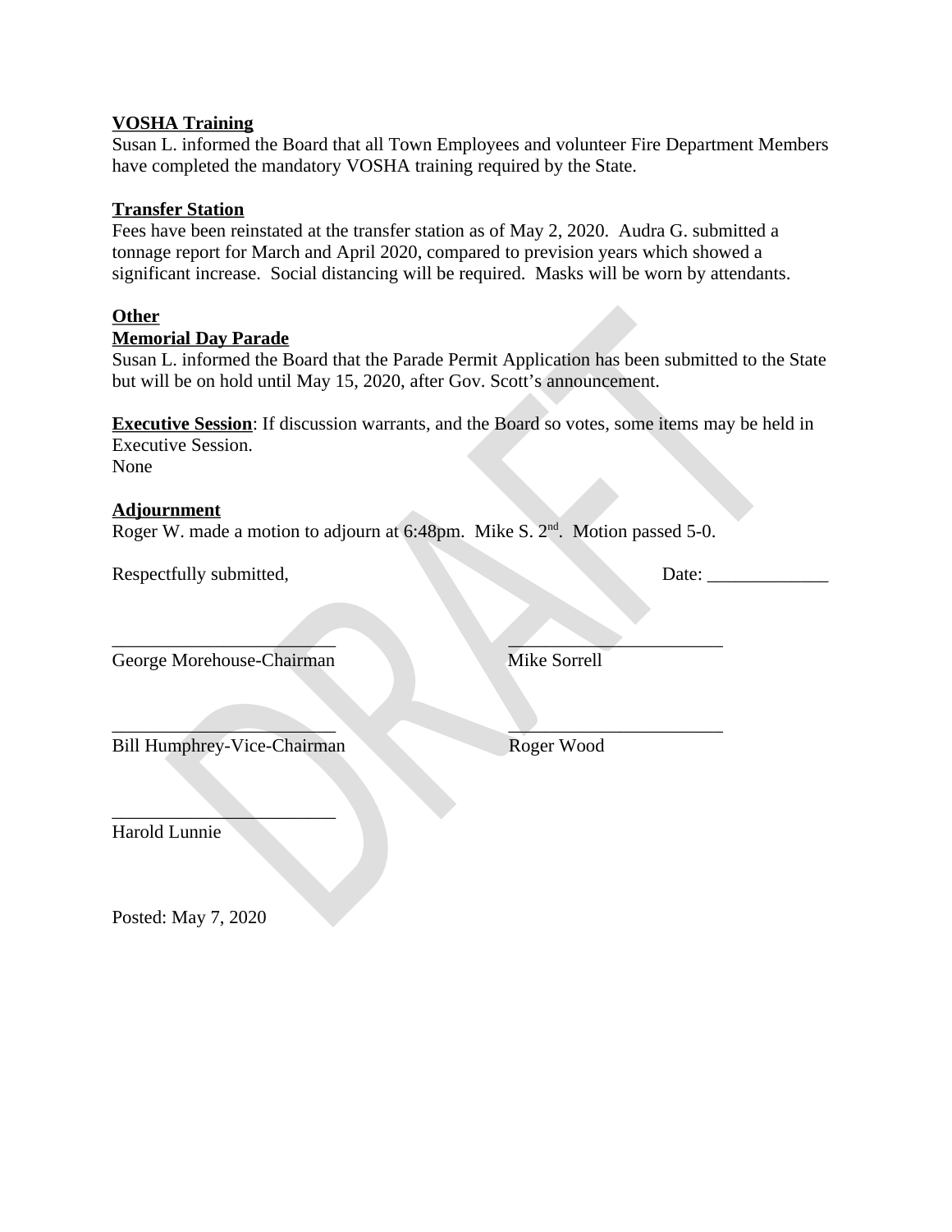**VOSHA Training**

Susan L. informed the Board that all Town Employees and volunteer Fire Department Members have completed the mandatory VOSHA training required by the State.

**Transfer Station**

Fees have been reinstated at the transfer station as of May 2, 2020. Audra G. submitted a tonnage report for March and April 2020, compared to prevision years which showed a significant increase. Social distancing will be required. Masks will be worn by attendants.

**Other**

**Memorial Day Parade**

Susan L. informed the Board that the Parade Permit Application has been submitted to the State but will be on hold until May 15, 2020, after Gov. Scott's announcement.

**Executive Session**: If discussion warrants, and the Board so votes, some items may be held in Executive Session.

None

**Adjournment**

Roger W. made a motion to adjourn at 6:48pm. Mike S. 2nd. Motion passed 5-0.

Respectfully submitted, Date: _____________

________________________
George Morehouse-Chairman

________________________
Mike Sorrell

________________________
Bill Humphrey-Vice-Chairman

________________________
Roger Wood

________________________
Harold Lunnie

Posted: May 7, 2020

DRAFT